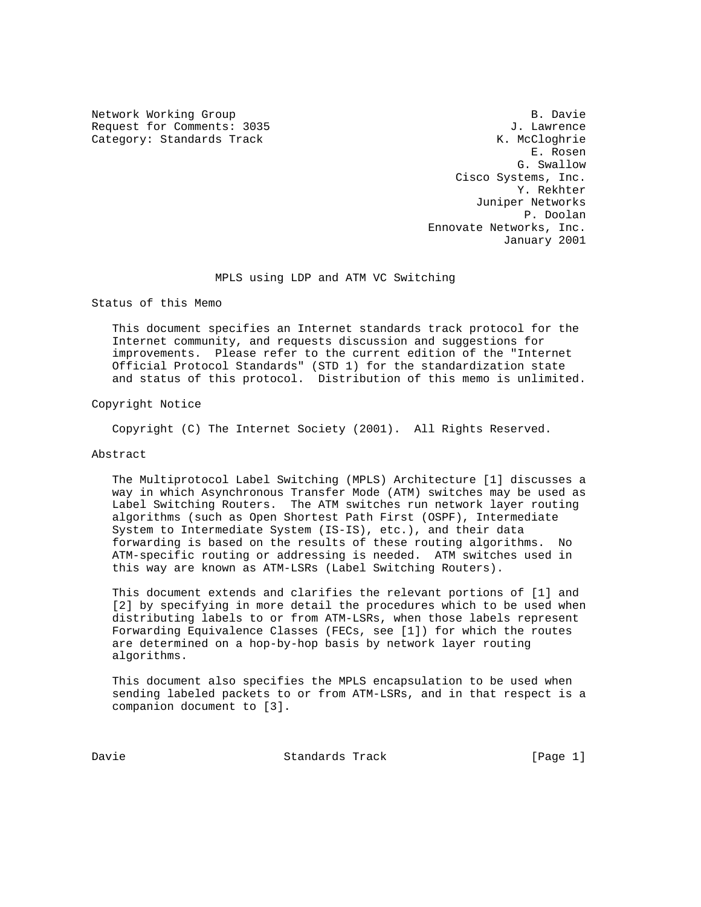Network Working Group
Request for Comments: 3035
Category: Standards Track

B. Davie
J. Lawrence
K. McCloghrie
E. Rosen
G. Swallow
Cisco Systems, Inc.
Y. Rekhter
Juniper Networks
P. Doolan
Ennovate Networks, Inc.
January 2001

# MPLS using LDP and ATM VC Switching

## Status of this Memo

This document specifies an Internet standards track protocol for the Internet community, and requests discussion and suggestions for improvements. Please refer to the current edition of the "Internet Official Protocol Standards" (STD 1) for the standardization state and status of this protocol. Distribution of this memo is unlimited.

## Copyright Notice

Copyright (C) The Internet Society (2001). All Rights Reserved.

## Abstract

The Multiprotocol Label Switching (MPLS) Architecture [1] discusses a way in which Asynchronous Transfer Mode (ATM) switches may be used as Label Switching Routers. The ATM switches run network layer routing algorithms (such as Open Shortest Path First (OSPF), Intermediate System to Intermediate System (IS-IS), etc.), and their data forwarding is based on the results of these routing algorithms. No ATM-specific routing or addressing is needed. ATM switches used in this way are known as ATM-LSRs (Label Switching Routers).

This document extends and clarifies the relevant portions of [1] and [2] by specifying in more detail the procedures which to be used when distributing labels to or from ATM-LSRs, when those labels represent Forwarding Equivalence Classes (FECs, see [1]) for which the routes are determined on a hop-by-hop basis by network layer routing algorithms.

This document also specifies the MPLS encapsulation to be used when sending labeled packets to or from ATM-LSRs, and in that respect is a companion document to [3].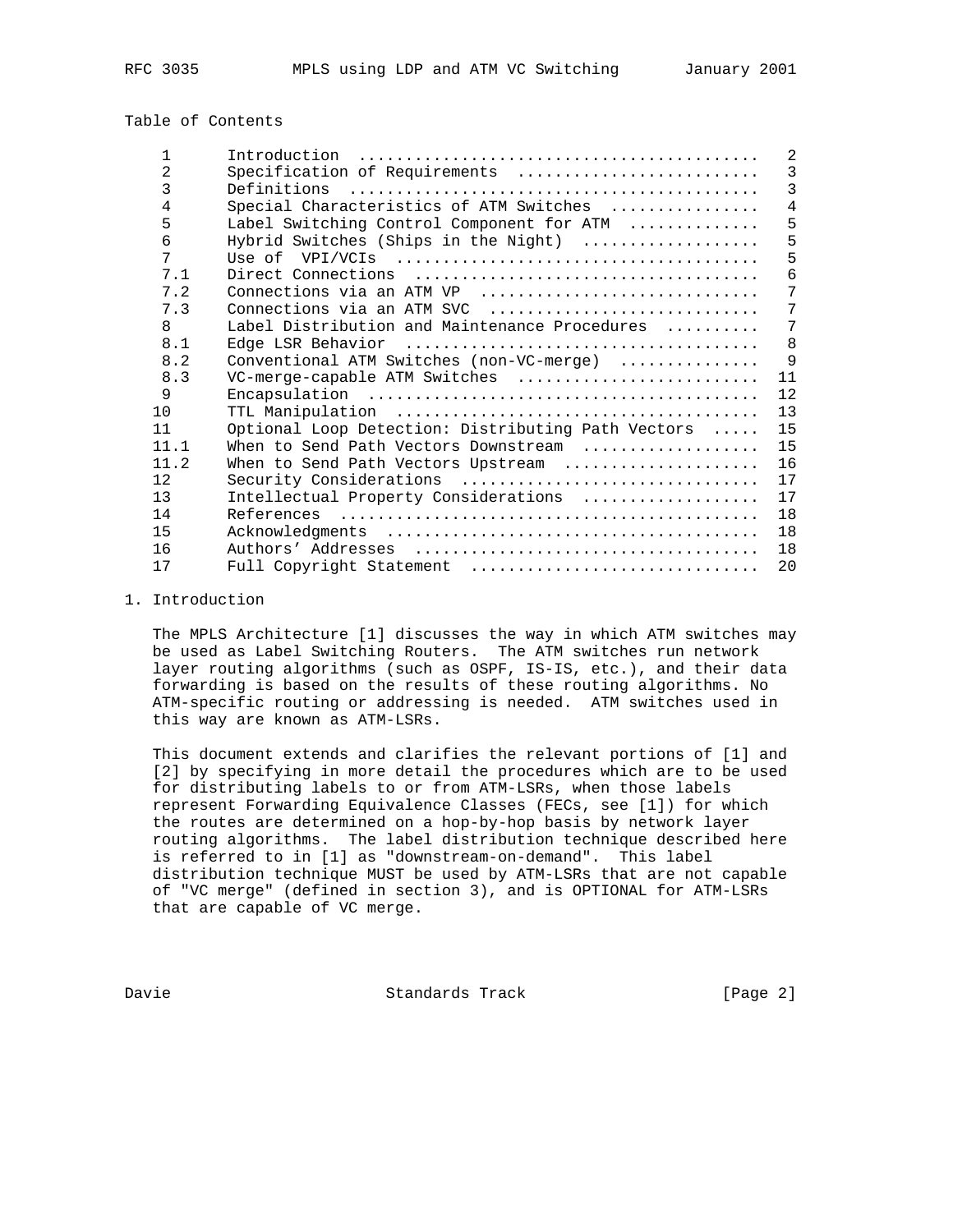Table of Contents

| | | |
|---|---|---|
| 1 | Introduction | 2 |
| 2 | Specification of Requirements | 3 |
| 3 | Definitions | 3 |
| 4 | Special Characteristics of ATM Switches | 4 |
| 5 | Label Switching Control Component for ATM | 5 |
| 6 | Hybrid Switches (Ships in the Night) | 5 |
| 7 | Use of VPI/VCIs | 5 |
| 7.1 | Direct Connections | 6 |
| 7.2 | Connections via an ATM VP | 7 |
| 7.3 | Connections via an ATM SVC | 7 |
| 8 | Label Distribution and Maintenance Procedures | 7 |
| 8.1 | Edge LSR Behavior | 8 |
| 8.2 | Conventional ATM Switches (non-VC-merge) | 9 |
| 8.3 | VC-merge-capable ATM Switches | 11 |
| 9 | Encapsulation | 12 |
| 10 | TTL Manipulation | 13 |
| 11 | Optional Loop Detection: Distributing Path Vectors | 15 |
| 11.1 | When to Send Path Vectors Downstream | 15 |
| 11.2 | When to Send Path Vectors Upstream | 16 |
| 12 | Security Considerations | 17 |
| 13 | Intellectual Property Considerations | 17 |
| 14 | References | 18 |
| 15 | Acknowledgments | 18 |
| 16 | Authors' Addresses | 18 |
| 17 | Full Copyright Statement | 20 |

# 1. Introduction

The MPLS Architecture [1] discusses the way in which ATM switches may be used as Label Switching Routers. The ATM switches run network layer routing algorithms (such as OSPF, IS-IS, etc.), and their data forwarding is based on the results of these routing algorithms. No ATM-specific routing or addressing is needed. ATM switches used in this way are known as ATM-LSRs.

This document extends and clarifies the relevant portions of [1] and [2] by specifying in more detail the procedures which are to be used for distributing labels to or from ATM-LSRs, when those labels represent Forwarding Equivalence Classes (FECs, see [1]) for which the routes are determined on a hop-by-hop basis by network layer routing algorithms. The label distribution technique described here is referred to in [1] as "downstream-on-demand". This label distribution technique MUST be used by ATM-LSRs that are not capable of "VC merge" (defined in section 3), and is OPTIONAL for ATM-LSRs that are capable of VC merge.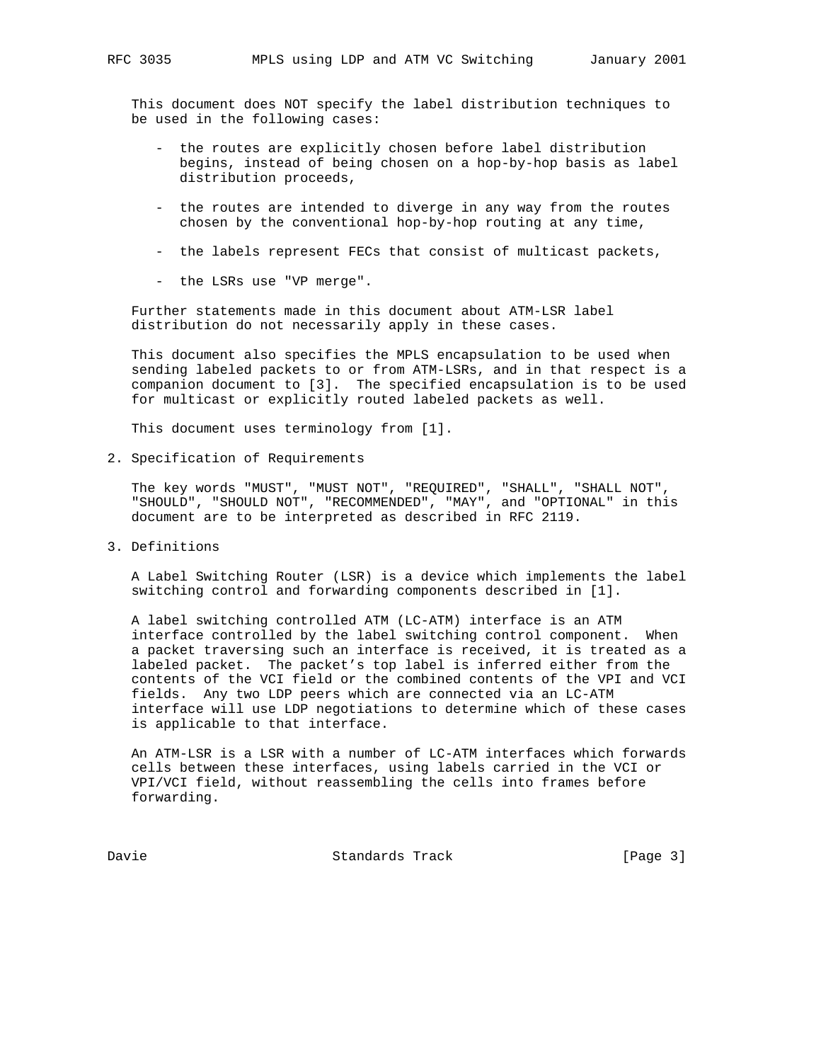This document does NOT specify the label distribution techniques to be used in the following cases:

- the routes are explicitly chosen before label distribution begins, instead of being chosen on a hop-by-hop basis as label distribution proceeds,
- the routes are intended to diverge in any way from the routes chosen by the conventional hop-by-hop routing at any time,
- the labels represent FECs that consist of multicast packets,
- the LSRs use "VP merge".

Further statements made in this document about ATM-LSR label distribution do not necessarily apply in these cases.

This document also specifies the MPLS encapsulation to be used when sending labeled packets to or from ATM-LSRs, and in that respect is a companion document to [3]. The specified encapsulation is to be used for multicast or explicitly routed labeled packets as well.

This document uses terminology from [1].

## 2. Specification of Requirements

The key words "MUST", "MUST NOT", "REQUIRED", "SHALL", "SHALL NOT", "SHOULD", "SHOULD NOT", "RECOMMENDED", "MAY", and "OPTIONAL" in this document are to be interpreted as described in RFC 2119.

## 3. Definitions

A Label Switching Router (LSR) is a device which implements the label switching control and forwarding components described in [1].

A label switching controlled ATM (LC-ATM) interface is an ATM interface controlled by the label switching control component. When a packet traversing such an interface is received, it is treated as a labeled packet. The packet's top label is inferred either from the contents of the VCI field or the combined contents of the VPI and VCI fields. Any two LDP peers which are connected via an LC-ATM interface will use LDP negotiations to determine which of these cases is applicable to that interface.

An ATM-LSR is a LSR with a number of LC-ATM interfaces which forwards cells between these interfaces, using labels carried in the VCI or VPI/VCI field, without reassembling the cells into frames before forwarding.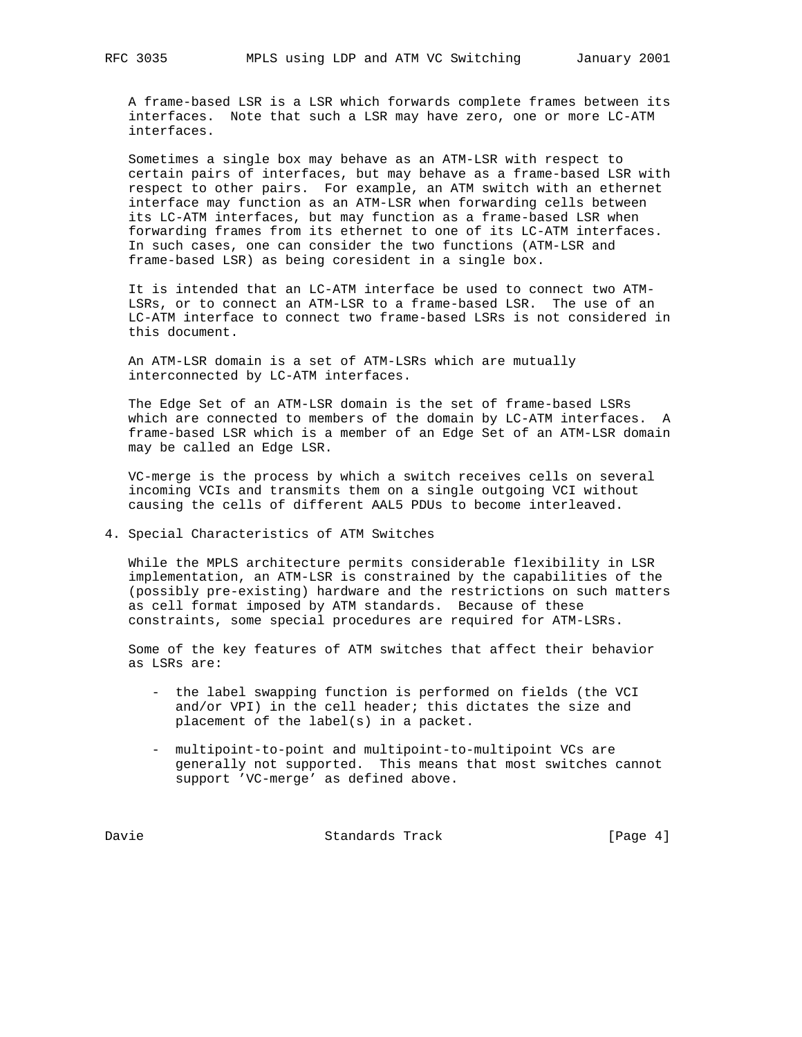A frame-based LSR is a LSR which forwards complete frames between its interfaces. Note that such a LSR may have zero, one or more LC-ATM interfaces.

Sometimes a single box may behave as an ATM-LSR with respect to certain pairs of interfaces, but may behave as a frame-based LSR with respect to other pairs. For example, an ATM switch with an ethernet interface may function as an ATM-LSR when forwarding cells between its LC-ATM interfaces, but may function as a frame-based LSR when forwarding frames from its ethernet to one of its LC-ATM interfaces. In such cases, one can consider the two functions (ATM-LSR and frame-based LSR) as being coresident in a single box.

It is intended that an LC-ATM interface be used to connect two ATM-LSRs, or to connect an ATM-LSR to a frame-based LSR. The use of an LC-ATM interface to connect two frame-based LSRs is not considered in this document.

An ATM-LSR domain is a set of ATM-LSRs which are mutually interconnected by LC-ATM interfaces.

The Edge Set of an ATM-LSR domain is the set of frame-based LSRs which are connected to members of the domain by LC-ATM interfaces. A frame-based LSR which is a member of an Edge Set of an ATM-LSR domain may be called an Edge LSR.

VC-merge is the process by which a switch receives cells on several incoming VCIs and transmits them on a single outgoing VCI without causing the cells of different AAL5 PDUs to become interleaved.

## 4. Special Characteristics of ATM Switches

While the MPLS architecture permits considerable flexibility in LSR implementation, an ATM-LSR is constrained by the capabilities of the (possibly pre-existing) hardware and the restrictions on such matters as cell format imposed by ATM standards. Because of these constraints, some special procedures are required for ATM-LSRs.

Some of the key features of ATM switches that affect their behavior as LSRs are:

- the label swapping function is performed on fields (the VCI and/or VPI) in the cell header; this dictates the size and placement of the label(s) in a packet.

- multipoint-to-point and multipoint-to-multipoint VCs are generally not supported. This means that most switches cannot support 'VC-merge' as defined above.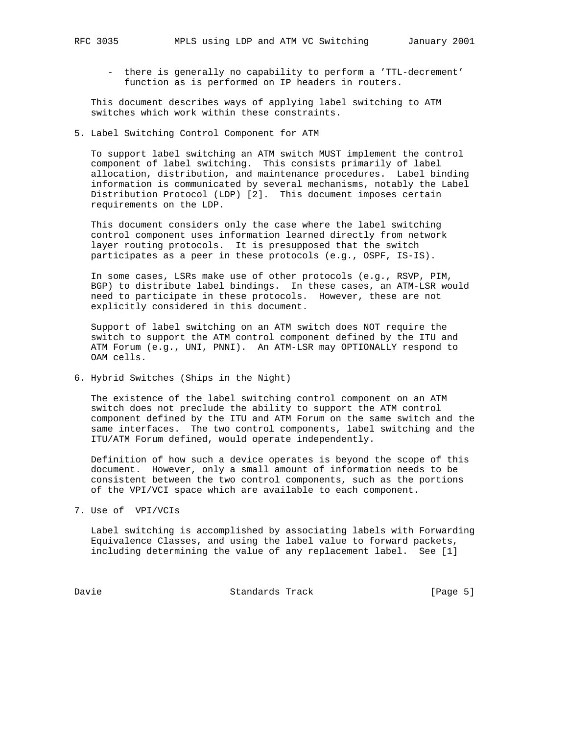- there is generally no capability to perform a 'TTL-decrement' function as is performed on IP headers in routers.

This document describes ways of applying label switching to ATM switches which work within these constraints.

## 5. Label Switching Control Component for ATM

To support label switching an ATM switch MUST implement the control component of label switching. This consists primarily of label allocation, distribution, and maintenance procedures. Label binding information is communicated by several mechanisms, notably the Label Distribution Protocol (LDP) [2]. This document imposes certain requirements on the LDP.

This document considers only the case where the label switching control component uses information learned directly from network layer routing protocols. It is presupposed that the switch participates as a peer in these protocols (e.g., OSPF, IS-IS).

In some cases, LSRs make use of other protocols (e.g., RSVP, PIM, BGP) to distribute label bindings. In these cases, an ATM-LSR would need to participate in these protocols. However, these are not explicitly considered in this document.

Support of label switching on an ATM switch does NOT require the switch to support the ATM control component defined by the ITU and ATM Forum (e.g., UNI, PNNI). An ATM-LSR may OPTIONALLY respond to OAM cells.

## 6. Hybrid Switches (Ships in the Night)

The existence of the label switching control component on an ATM switch does not preclude the ability to support the ATM control component defined by the ITU and ATM Forum on the same switch and the same interfaces. The two control components, label switching and the ITU/ATM Forum defined, would operate independently.

Definition of how such a device operates is beyond the scope of this document. However, only a small amount of information needs to be consistent between the two control components, such as the portions of the VPI/VCI space which are available to each component.

## 7. Use of VPI/VCIs

Label switching is accomplished by associating labels with Forwarding Equivalence Classes, and using the label value to forward packets, including determining the value of any replacement label. See [1]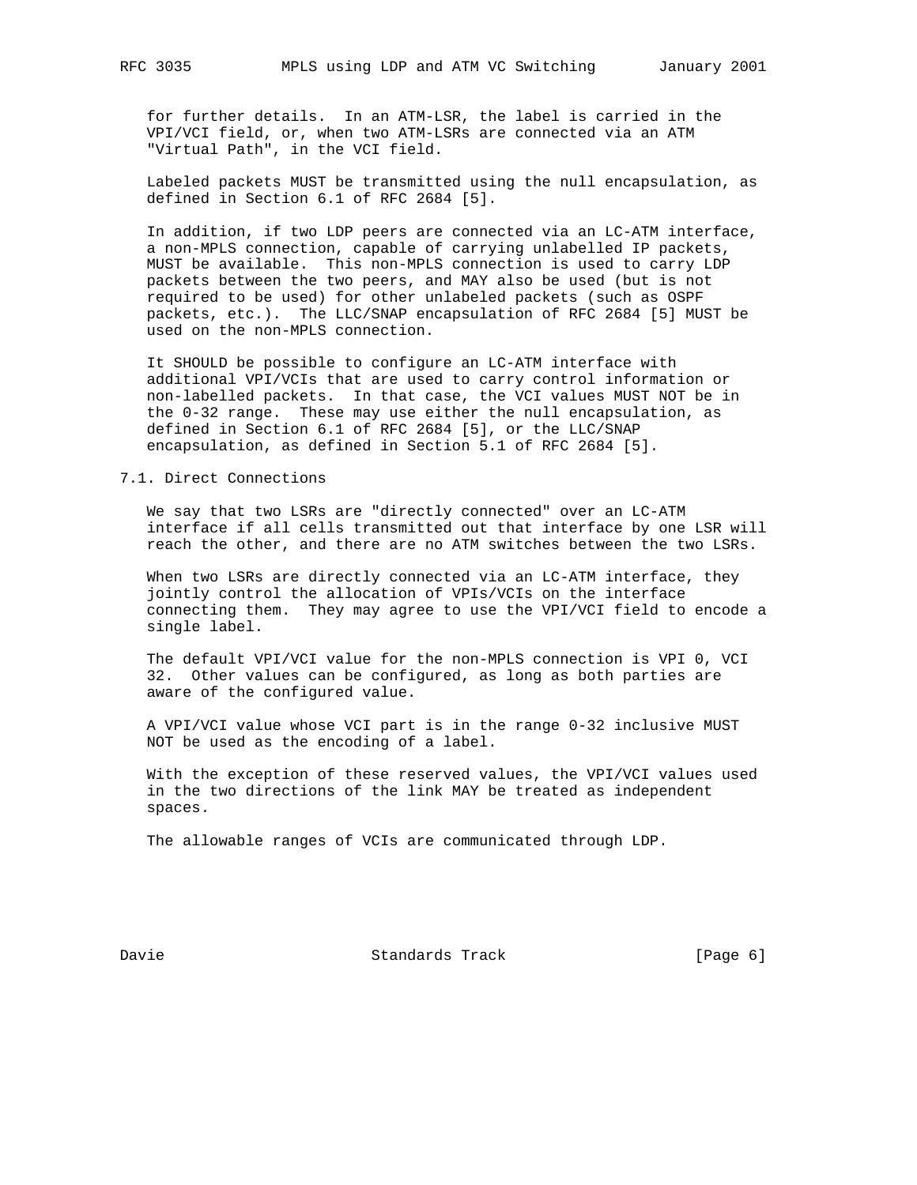for further details. In an ATM-LSR, the label is carried in the VPI/VCI field, or, when two ATM-LSRs are connected via an ATM "Virtual Path", in the VCI field.

Labeled packets MUST be transmitted using the null encapsulation, as defined in Section 6.1 of RFC 2684 [5].

In addition, if two LDP peers are connected via an LC-ATM interface, a non-MPLS connection, capable of carrying unlabelled IP packets, MUST be available. This non-MPLS connection is used to carry LDP packets between the two peers, and MAY also be used (but is not required to be used) for other unlabeled packets (such as OSPF packets, etc.). The LLC/SNAP encapsulation of RFC 2684 [5] MUST be used on the non-MPLS connection.

It SHOULD be possible to configure an LC-ATM interface with additional VPI/VCIs that are used to carry control information or non-labelled packets. In that case, the VCI values MUST NOT be in the 0-32 range. These may use either the null encapsulation, as defined in Section 6.1 of RFC 2684 [5], or the LLC/SNAP encapsulation, as defined in Section 5.1 of RFC 2684 [5].

## 7.1. Direct Connections

We say that two LSRs are "directly connected" over an LC-ATM interface if all cells transmitted out that interface by one LSR will reach the other, and there are no ATM switches between the two LSRs.

When two LSRs are directly connected via an LC-ATM interface, they jointly control the allocation of VPIs/VCIs on the interface connecting them. They may agree to use the VPI/VCI field to encode a single label.

The default VPI/VCI value for the non-MPLS connection is VPI 0, VCI 32. Other values can be configured, as long as both parties are aware of the configured value.

A VPI/VCI value whose VCI part is in the range 0-32 inclusive MUST NOT be used as the encoding of a label.

With the exception of these reserved values, the VPI/VCI values used in the two directions of the link MAY be treated as independent spaces.

The allowable ranges of VCIs are communicated through LDP.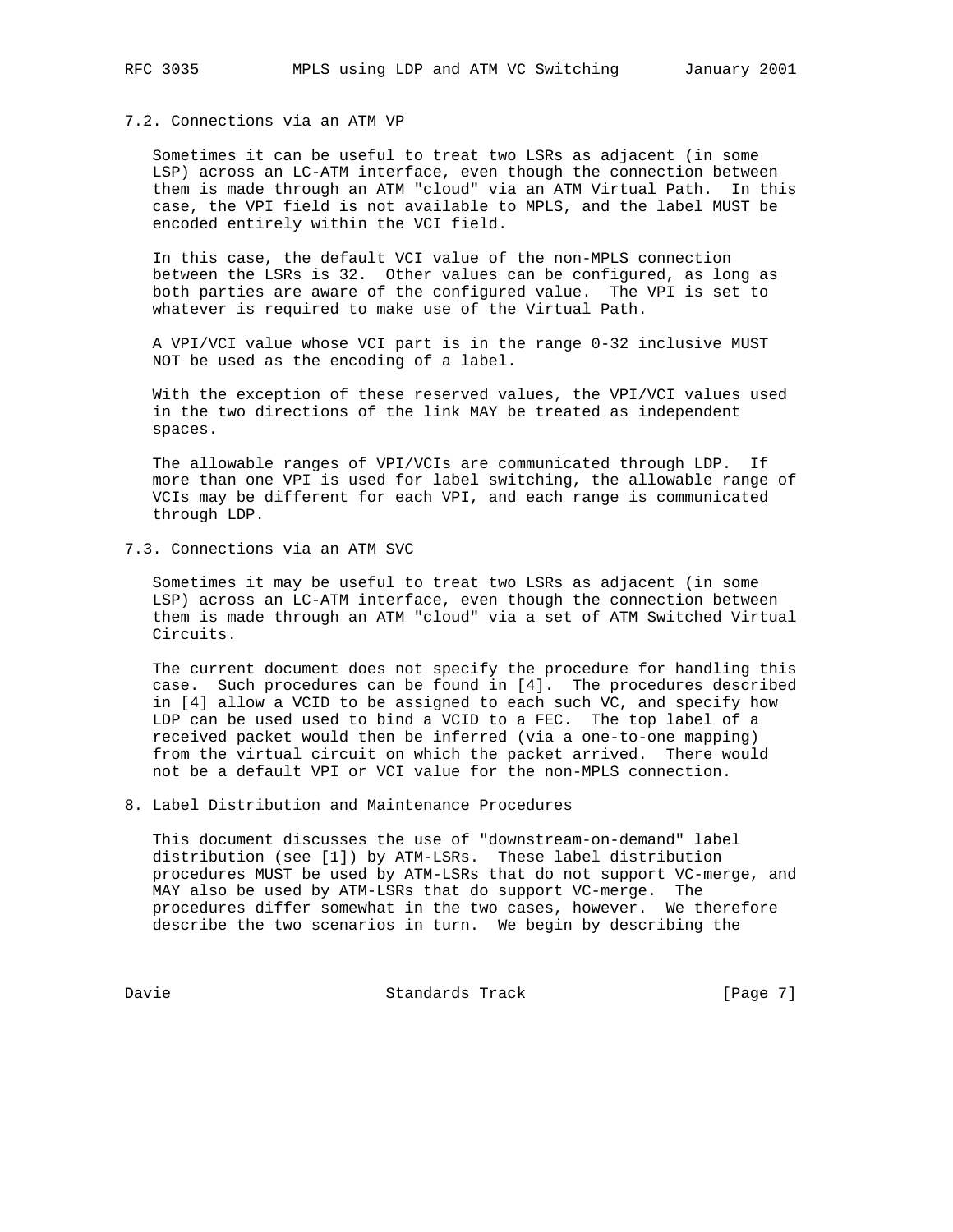### 7.2. Connections via an ATM VP

Sometimes it can be useful to treat two LSRs as adjacent (in some LSP) across an LC-ATM interface, even though the connection between them is made through an ATM "cloud" via an ATM Virtual Path. In this case, the VPI field is not available to MPLS, and the label MUST be encoded entirely within the VCI field.

In this case, the default VCI value of the non-MPLS connection between the LSRs is 32. Other values can be configured, as long as both parties are aware of the configured value. The VPI is set to whatever is required to make use of the Virtual Path.

A VPI/VCI value whose VCI part is in the range 0-32 inclusive MUST NOT be used as the encoding of a label.

With the exception of these reserved values, the VPI/VCI values used in the two directions of the link MAY be treated as independent spaces.

The allowable ranges of VPI/VCIs are communicated through LDP. If more than one VPI is used for label switching, the allowable range of VCIs may be different for each VPI, and each range is communicated through LDP.

### 7.3. Connections via an ATM SVC

Sometimes it may be useful to treat two LSRs as adjacent (in some LSP) across an LC-ATM interface, even though the connection between them is made through an ATM "cloud" via a set of ATM Switched Virtual Circuits.

The current document does not specify the procedure for handling this case. Such procedures can be found in [4]. The procedures described in [4] allow a VCID to be assigned to each such VC, and specify how LDP can be used used to bind a VCID to a FEC. The top label of a received packet would then be inferred (via a one-to-one mapping) from the virtual circuit on which the packet arrived. There would not be a default VPI or VCI value for the non-MPLS connection.

## 8. Label Distribution and Maintenance Procedures

This document discusses the use of "downstream-on-demand" label distribution (see [1]) by ATM-LSRs. These label distribution procedures MUST be used by ATM-LSRs that do not support VC-merge, and MAY also be used by ATM-LSRs that do support VC-merge. The procedures differ somewhat in the two cases, however. We therefore describe the two scenarios in turn. We begin by describing the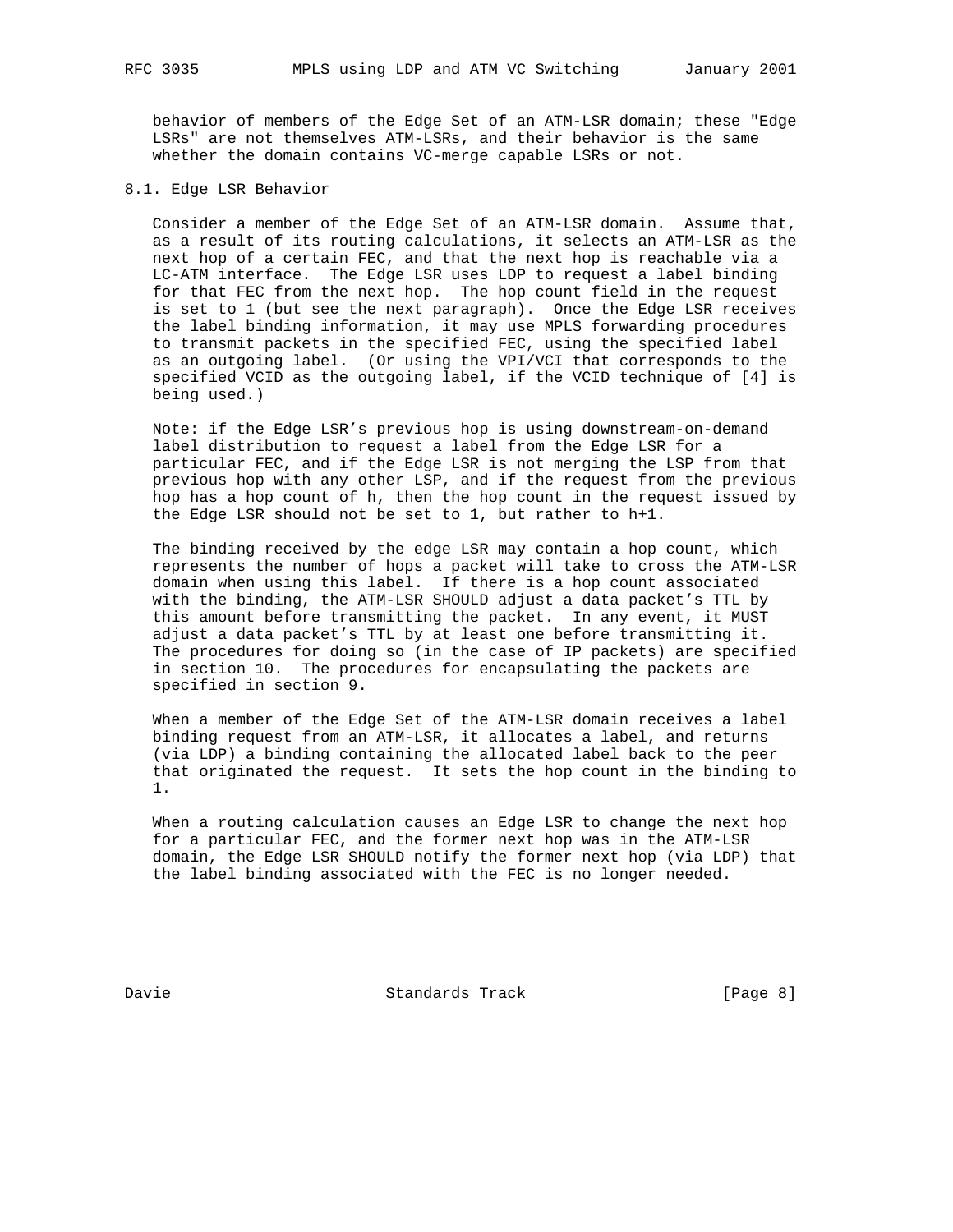behavior of members of the Edge Set of an ATM-LSR domain; these "Edge LSRs" are not themselves ATM-LSRs, and their behavior is the same whether the domain contains VC-merge capable LSRs or not.

## 8.1. Edge LSR Behavior

Consider a member of the Edge Set of an ATM-LSR domain. Assume that, as a result of its routing calculations, it selects an ATM-LSR as the next hop of a certain FEC, and that the next hop is reachable via a LC-ATM interface. The Edge LSR uses LDP to request a label binding for that FEC from the next hop. The hop count field in the request is set to 1 (but see the next paragraph). Once the Edge LSR receives the label binding information, it may use MPLS forwarding procedures to transmit packets in the specified FEC, using the specified label as an outgoing label. (Or using the VPI/VCI that corresponds to the specified VCID as the outgoing label, if the VCID technique of [4] is being used.)

Note: if the Edge LSR's previous hop is using downstream-on-demand label distribution to request a label from the Edge LSR for a particular FEC, and if the Edge LSR is not merging the LSP from that previous hop with any other LSP, and if the request from the previous hop has a hop count of h, then the hop count in the request issued by the Edge LSR should not be set to 1, but rather to h+1.

The binding received by the edge LSR may contain a hop count, which represents the number of hops a packet will take to cross the ATM-LSR domain when using this label. If there is a hop count associated with the binding, the ATM-LSR SHOULD adjust a data packet's TTL by this amount before transmitting the packet. In any event, it MUST adjust a data packet's TTL by at least one before transmitting it. The procedures for doing so (in the case of IP packets) are specified in section 10. The procedures for encapsulating the packets are specified in section 9.

When a member of the Edge Set of the ATM-LSR domain receives a label binding request from an ATM-LSR, it allocates a label, and returns (via LDP) a binding containing the allocated label back to the peer that originated the request. It sets the hop count in the binding to 1.

When a routing calculation causes an Edge LSR to change the next hop for a particular FEC, and the former next hop was in the ATM-LSR domain, the Edge LSR SHOULD notify the former next hop (via LDP) that the label binding associated with the FEC is no longer needed.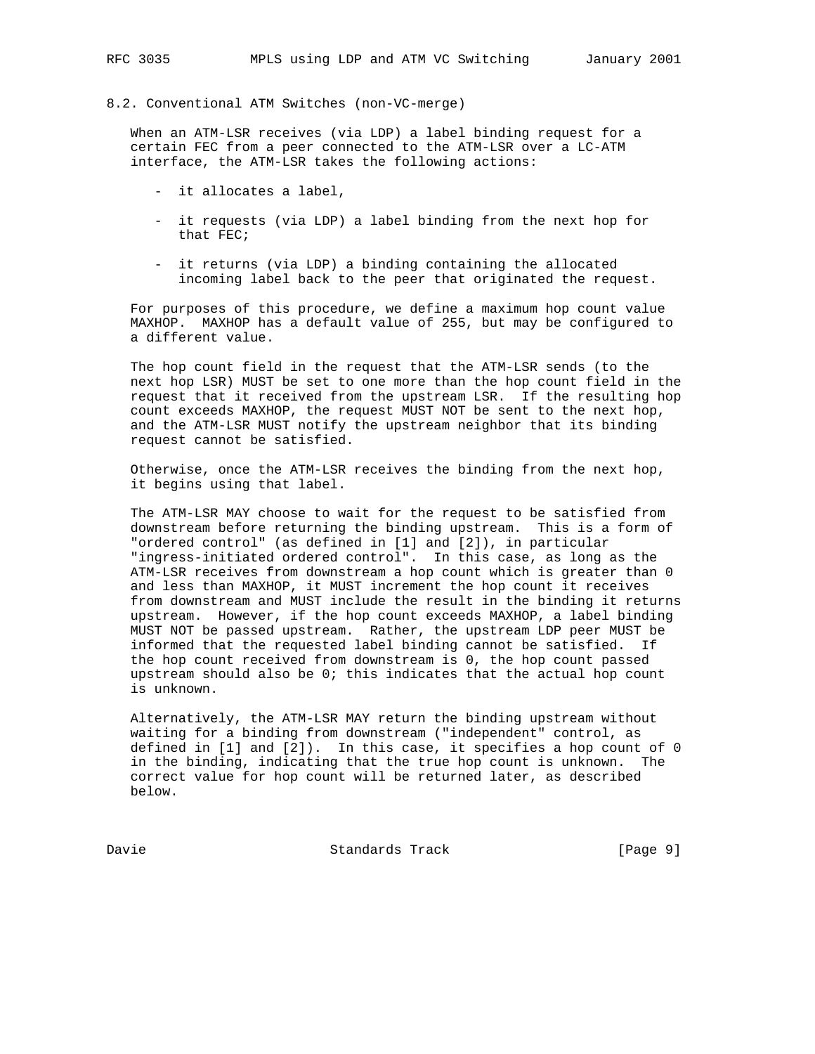## 8.2. Conventional ATM Switches (non-VC-merge)

When an ATM-LSR receives (via LDP) a label binding request for a certain FEC from a peer connected to the ATM-LSR over a LC-ATM interface, the ATM-LSR takes the following actions:

- it allocates a label,
- it requests (via LDP) a label binding from the next hop for that FEC;
- it returns (via LDP) a binding containing the allocated incoming label back to the peer that originated the request.

For purposes of this procedure, we define a maximum hop count value MAXHOP. MAXHOP has a default value of 255, but may be configured to a different value.

The hop count field in the request that the ATM-LSR sends (to the next hop LSR) MUST be set to one more than the hop count field in the request that it received from the upstream LSR. If the resulting hop count exceeds MAXHOP, the request MUST NOT be sent to the next hop, and the ATM-LSR MUST notify the upstream neighbor that its binding request cannot be satisfied.

Otherwise, once the ATM-LSR receives the binding from the next hop, it begins using that label.

The ATM-LSR MAY choose to wait for the request to be satisfied from downstream before returning the binding upstream. This is a form of "ordered control" (as defined in [1] and [2]), in particular "ingress-initiated ordered control". In this case, as long as the ATM-LSR receives from downstream a hop count which is greater than 0 and less than MAXHOP, it MUST increment the hop count it receives from downstream and MUST include the result in the binding it returns upstream. However, if the hop count exceeds MAXHOP, a label binding MUST NOT be passed upstream. Rather, the upstream LDP peer MUST be informed that the requested label binding cannot be satisfied. If the hop count received from downstream is 0, the hop count passed upstream should also be 0; this indicates that the actual hop count is unknown.

Alternatively, the ATM-LSR MAY return the binding upstream without waiting for a binding from downstream ("independent" control, as defined in [1] and [2]). In this case, it specifies a hop count of 0 in the binding, indicating that the true hop count is unknown. The correct value for hop count will be returned later, as described below.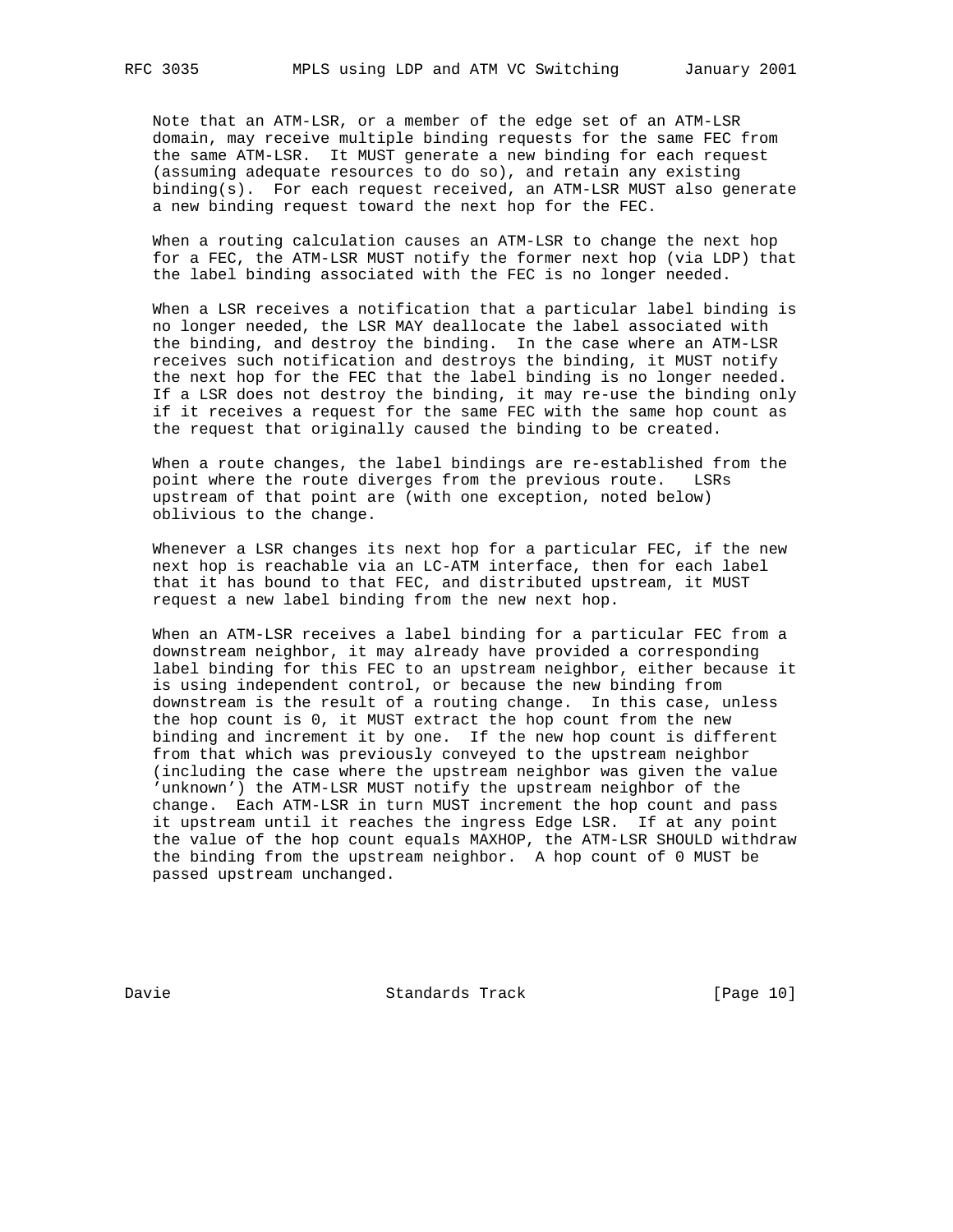Note that an ATM-LSR, or a member of the edge set of an ATM-LSR domain, may receive multiple binding requests for the same FEC from the same ATM-LSR. It MUST generate a new binding for each request (assuming adequate resources to do so), and retain any existing binding(s). For each request received, an ATM-LSR MUST also generate a new binding request toward the next hop for the FEC.

When a routing calculation causes an ATM-LSR to change the next hop for a FEC, the ATM-LSR MUST notify the former next hop (via LDP) that the label binding associated with the FEC is no longer needed.

When a LSR receives a notification that a particular label binding is no longer needed, the LSR MAY deallocate the label associated with the binding, and destroy the binding. In the case where an ATM-LSR receives such notification and destroys the binding, it MUST notify the next hop for the FEC that the label binding is no longer needed. If a LSR does not destroy the binding, it may re-use the binding only if it receives a request for the same FEC with the same hop count as the request that originally caused the binding to be created.

When a route changes, the label bindings are re-established from the point where the route diverges from the previous route. LSRs upstream of that point are (with one exception, noted below) oblivious to the change.

Whenever a LSR changes its next hop for a particular FEC, if the new next hop is reachable via an LC-ATM interface, then for each label that it has bound to that FEC, and distributed upstream, it MUST request a new label binding from the new next hop.

When an ATM-LSR receives a label binding for a particular FEC from a downstream neighbor, it may already have provided a corresponding label binding for this FEC to an upstream neighbor, either because it is using independent control, or because the new binding from downstream is the result of a routing change. In this case, unless the hop count is 0, it MUST extract the hop count from the new binding and increment it by one. If the new hop count is different from that which was previously conveyed to the upstream neighbor (including the case where the upstream neighbor was given the value 'unknown') the ATM-LSR MUST notify the upstream neighbor of the change. Each ATM-LSR in turn MUST increment the hop count and pass it upstream until it reaches the ingress Edge LSR. If at any point the value of the hop count equals MAXHOP, the ATM-LSR SHOULD withdraw the binding from the upstream neighbor. A hop count of 0 MUST be passed upstream unchanged.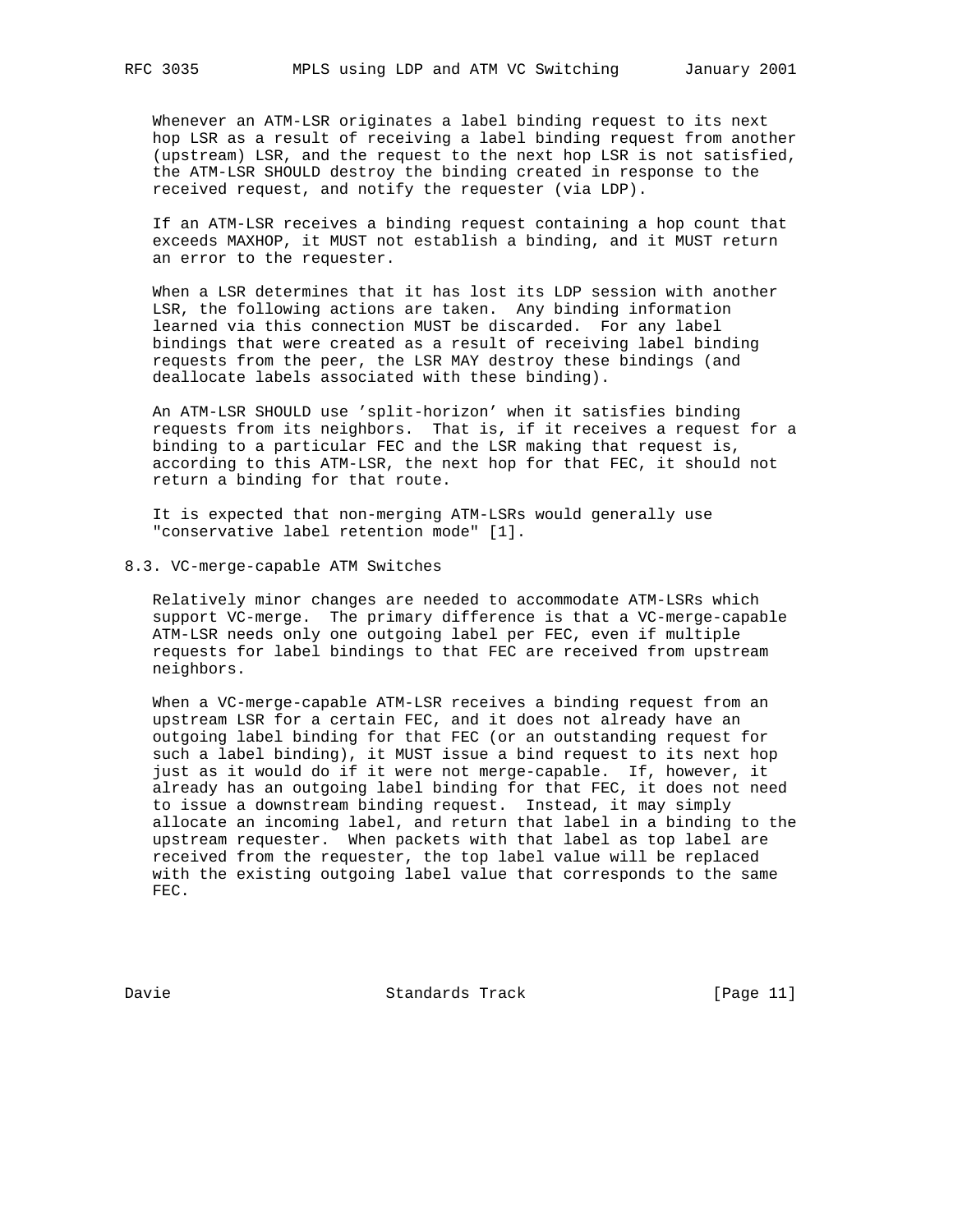Whenever an ATM-LSR originates a label binding request to its next hop LSR as a result of receiving a label binding request from another (upstream) LSR, and the request to the next hop LSR is not satisfied, the ATM-LSR SHOULD destroy the binding created in response to the received request, and notify the requester (via LDP).

If an ATM-LSR receives a binding request containing a hop count that exceeds MAXHOP, it MUST not establish a binding, and it MUST return an error to the requester.

When a LSR determines that it has lost its LDP session with another LSR, the following actions are taken. Any binding information learned via this connection MUST be discarded. For any label bindings that were created as a result of receiving label binding requests from the peer, the LSR MAY destroy these bindings (and deallocate labels associated with these binding).

An ATM-LSR SHOULD use 'split-horizon' when it satisfies binding requests from its neighbors. That is, if it receives a request for a binding to a particular FEC and the LSR making that request is, according to this ATM-LSR, the next hop for that FEC, it should not return a binding for that route.

It is expected that non-merging ATM-LSRs would generally use "conservative label retention mode" [1].

### 8.3. VC-merge-capable ATM Switches

Relatively minor changes are needed to accommodate ATM-LSRs which support VC-merge. The primary difference is that a VC-merge-capable ATM-LSR needs only one outgoing label per FEC, even if multiple requests for label bindings to that FEC are received from upstream neighbors.

When a VC-merge-capable ATM-LSR receives a binding request from an upstream LSR for a certain FEC, and it does not already have an outgoing label binding for that FEC (or an outstanding request for such a label binding), it MUST issue a bind request to its next hop just as it would do if it were not merge-capable. If, however, it already has an outgoing label binding for that FEC, it does not need to issue a downstream binding request. Instead, it may simply allocate an incoming label, and return that label in a binding to the upstream requester. When packets with that label as top label are received from the requester, the top label value will be replaced with the existing outgoing label value that corresponds to the same FEC.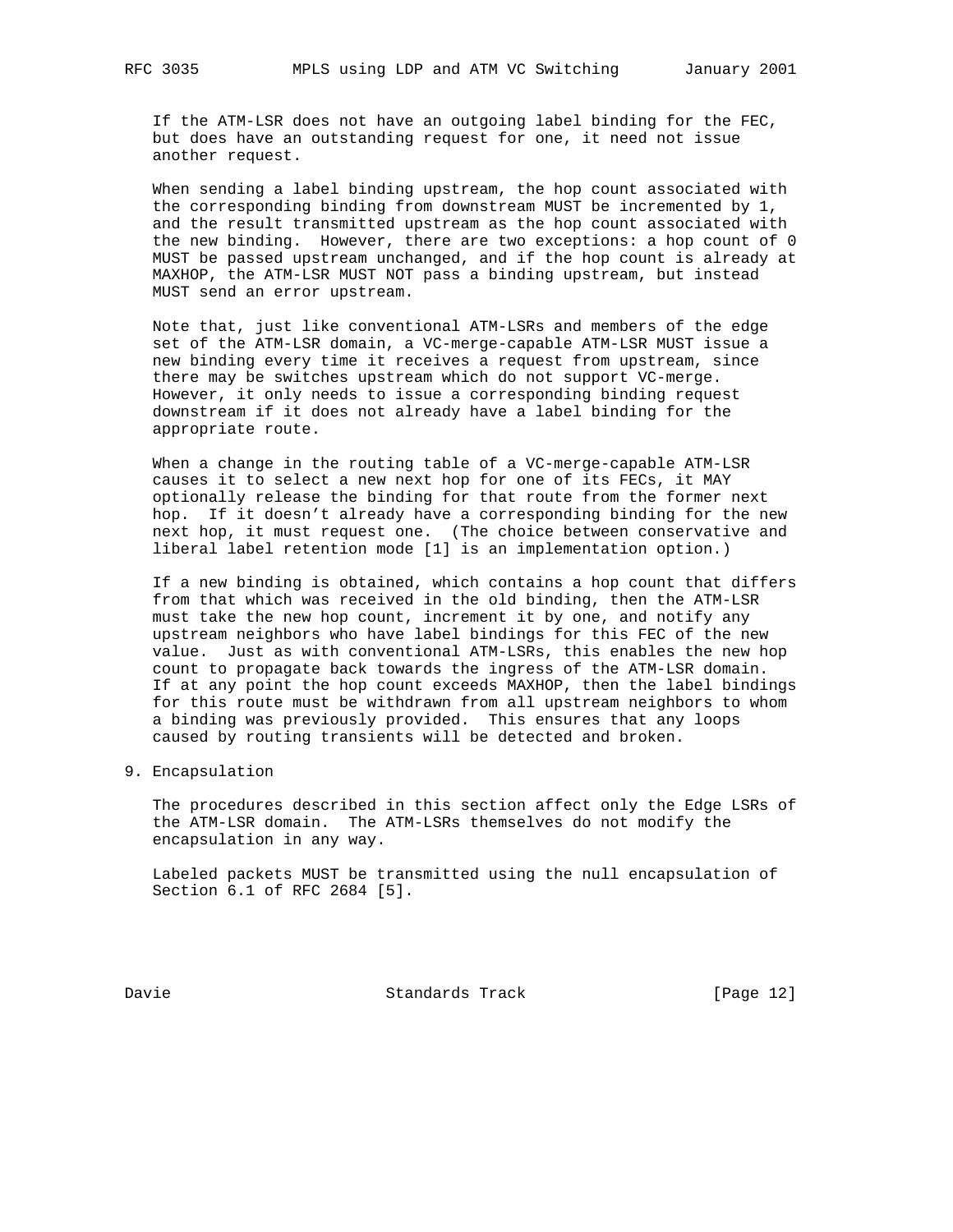If the ATM-LSR does not have an outgoing label binding for the FEC, but does have an outstanding request for one, it need not issue another request.

When sending a label binding upstream, the hop count associated with the corresponding binding from downstream MUST be incremented by 1, and the result transmitted upstream as the hop count associated with the new binding. However, there are two exceptions: a hop count of 0 MUST be passed upstream unchanged, and if the hop count is already at MAXHOP, the ATM-LSR MUST NOT pass a binding upstream, but instead MUST send an error upstream.

Note that, just like conventional ATM-LSRs and members of the edge set of the ATM-LSR domain, a VC-merge-capable ATM-LSR MUST issue a new binding every time it receives a request from upstream, since there may be switches upstream which do not support VC-merge. However, it only needs to issue a corresponding binding request downstream if it does not already have a label binding for the appropriate route.

When a change in the routing table of a VC-merge-capable ATM-LSR causes it to select a new next hop for one of its FECs, it MAY optionally release the binding for that route from the former next hop. If it doesn't already have a corresponding binding for the new next hop, it must request one. (The choice between conservative and liberal label retention mode [1] is an implementation option.)

If a new binding is obtained, which contains a hop count that differs from that which was received in the old binding, then the ATM-LSR must take the new hop count, increment it by one, and notify any upstream neighbors who have label bindings for this FEC of the new value. Just as with conventional ATM-LSRs, this enables the new hop count to propagate back towards the ingress of the ATM-LSR domain. If at any point the hop count exceeds MAXHOP, then the label bindings for this route must be withdrawn from all upstream neighbors to whom a binding was previously provided. This ensures that any loops caused by routing transients will be detected and broken.

## 9. Encapsulation

The procedures described in this section affect only the Edge LSRs of the ATM-LSR domain. The ATM-LSRs themselves do not modify the encapsulation in any way.

Labeled packets MUST be transmitted using the null encapsulation of Section 6.1 of RFC 2684 [5].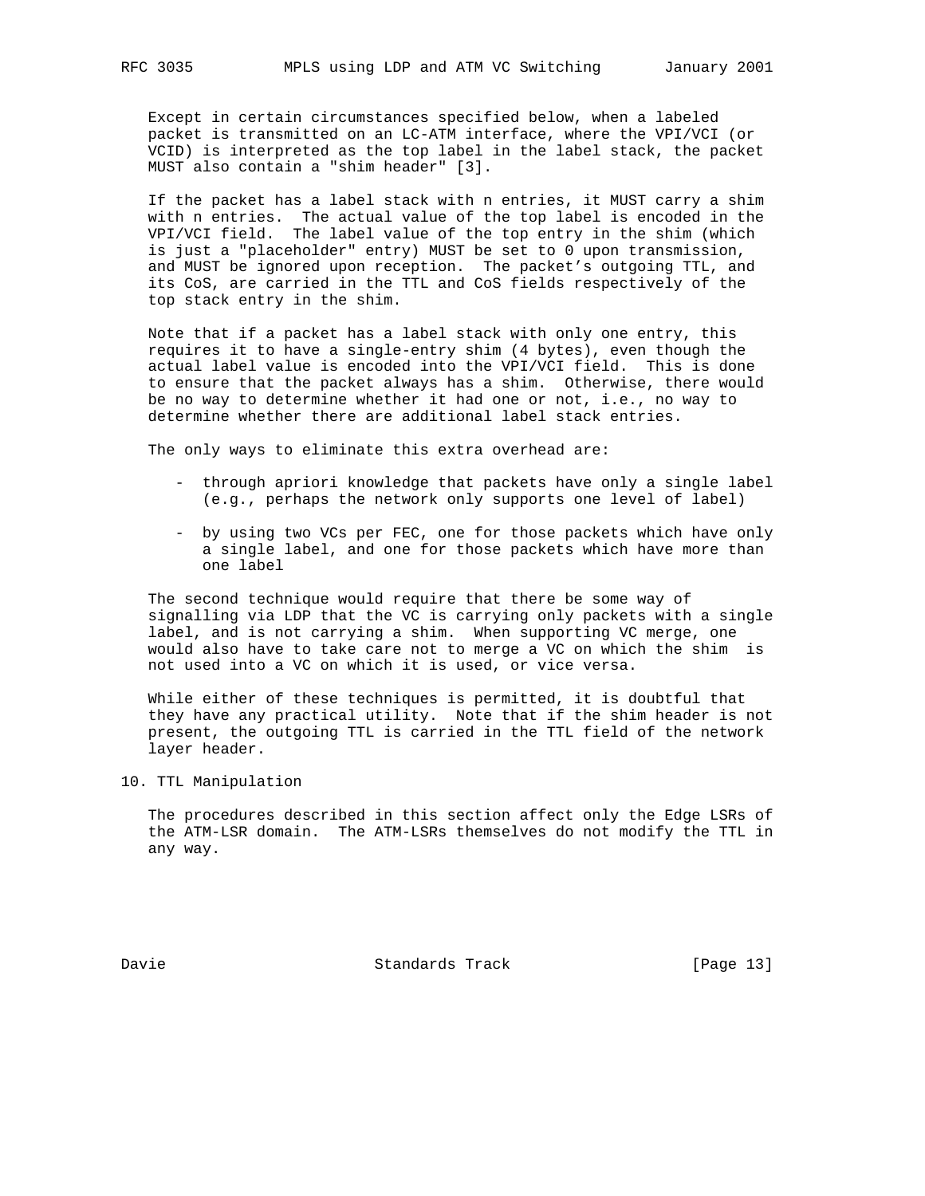Except in certain circumstances specified below, when a labeled packet is transmitted on an LC-ATM interface, where the VPI/VCI (or VCID) is interpreted as the top label in the label stack, the packet MUST also contain a "shim header" [3].

If the packet has a label stack with n entries, it MUST carry a shim with n entries. The actual value of the top label is encoded in the VPI/VCI field. The label value of the top entry in the shim (which is just a "placeholder" entry) MUST be set to 0 upon transmission, and MUST be ignored upon reception. The packet's outgoing TTL, and its CoS, are carried in the TTL and CoS fields respectively of the top stack entry in the shim.

Note that if a packet has a label stack with only one entry, this requires it to have a single-entry shim (4 bytes), even though the actual label value is encoded into the VPI/VCI field. This is done to ensure that the packet always has a shim. Otherwise, there would be no way to determine whether it had one or not, i.e., no way to determine whether there are additional label stack entries.

The only ways to eliminate this extra overhead are:

- through apriori knowledge that packets have only a single label (e.g., perhaps the network only supports one level of label)
- by using two VCs per FEC, one for those packets which have only a single label, and one for those packets which have more than one label

The second technique would require that there be some way of signalling via LDP that the VC is carrying only packets with a single label, and is not carrying a shim. When supporting VC merge, one would also have to take care not to merge a VC on which the shim is not used into a VC on which it is used, or vice versa.

While either of these techniques is permitted, it is doubtful that they have any practical utility. Note that if the shim header is not present, the outgoing TTL is carried in the TTL field of the network layer header.

## 10. TTL Manipulation

The procedures described in this section affect only the Edge LSRs of the ATM-LSR domain. The ATM-LSRs themselves do not modify the TTL in any way.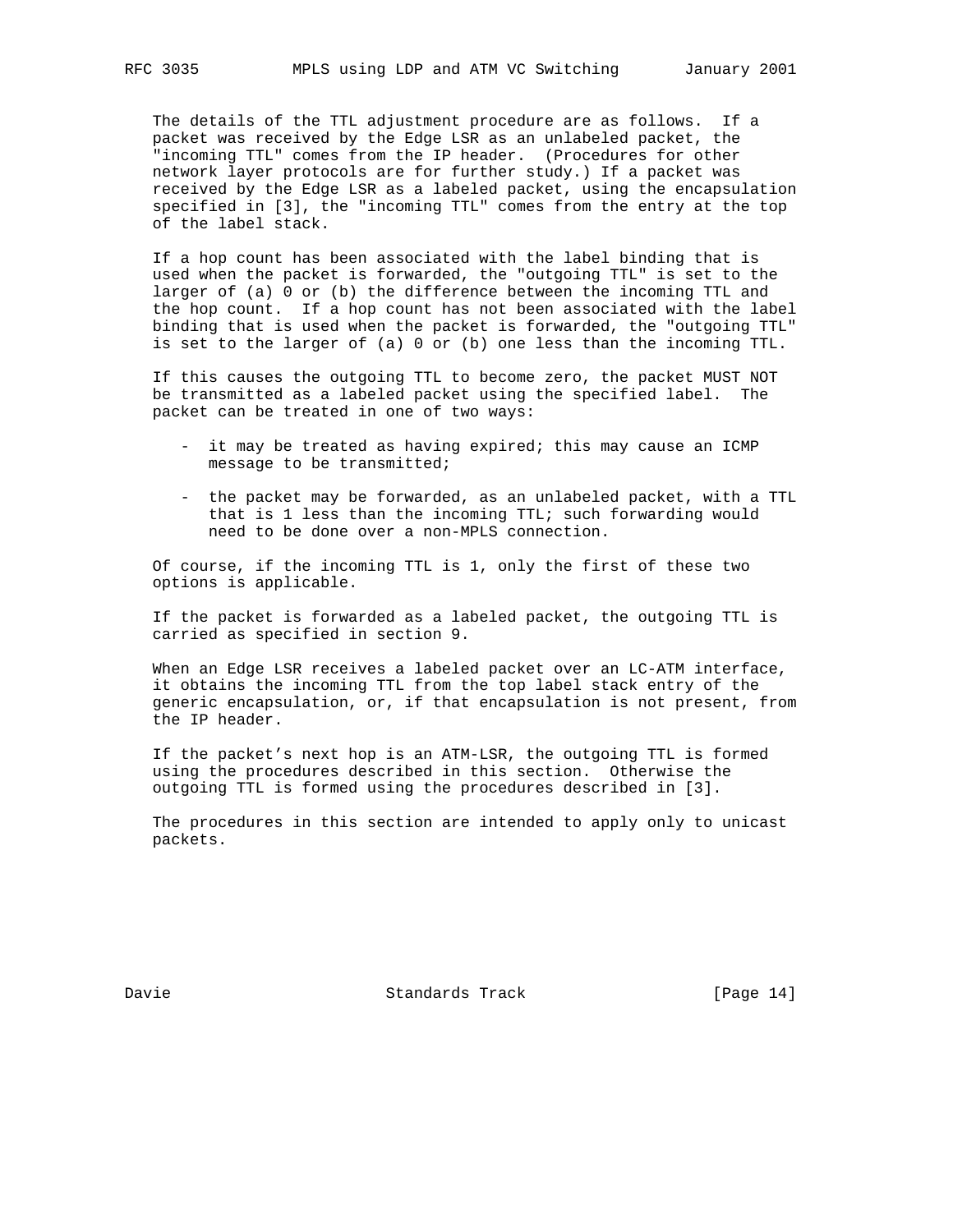The details of the TTL adjustment procedure are as follows. If a packet was received by the Edge LSR as an unlabeled packet, the "incoming TTL" comes from the IP header. (Procedures for other network layer protocols are for further study.) If a packet was received by the Edge LSR as a labeled packet, using the encapsulation specified in [3], the "incoming TTL" comes from the entry at the top of the label stack.

If a hop count has been associated with the label binding that is used when the packet is forwarded, the "outgoing TTL" is set to the larger of (a) 0 or (b) the difference between the incoming TTL and the hop count. If a hop count has not been associated with the label binding that is used when the packet is forwarded, the "outgoing TTL" is set to the larger of (a) 0 or (b) one less than the incoming TTL.

If this causes the outgoing TTL to become zero, the packet MUST NOT be transmitted as a labeled packet using the specified label. The packet can be treated in one of two ways:

- it may be treated as having expired; this may cause an ICMP message to be transmitted;
- the packet may be forwarded, as an unlabeled packet, with a TTL that is 1 less than the incoming TTL; such forwarding would need to be done over a non-MPLS connection.

Of course, if the incoming TTL is 1, only the first of these two options is applicable.

If the packet is forwarded as a labeled packet, the outgoing TTL is carried as specified in section 9.

When an Edge LSR receives a labeled packet over an LC-ATM interface, it obtains the incoming TTL from the top label stack entry of the generic encapsulation, or, if that encapsulation is not present, from the IP header.

If the packet's next hop is an ATM-LSR, the outgoing TTL is formed using the procedures described in this section. Otherwise the outgoing TTL is formed using the procedures described in [3].

The procedures in this section are intended to apply only to unicast packets.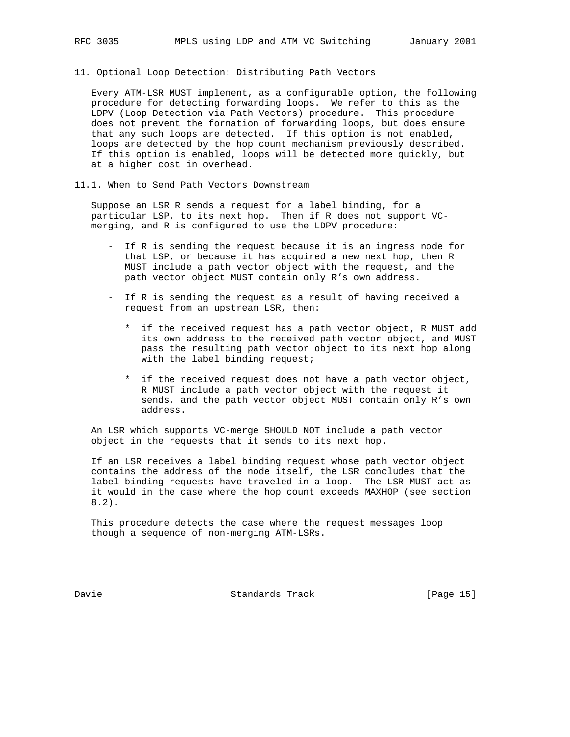## 11. Optional Loop Detection: Distributing Path Vectors

Every ATM-LSR MUST implement, as a configurable option, the following procedure for detecting forwarding loops. We refer to this as the LDPV (Loop Detection via Path Vectors) procedure. This procedure does not prevent the formation of forwarding loops, but does ensure that any such loops are detected. If this option is not enabled, loops are detected by the hop count mechanism previously described. If this option is enabled, loops will be detected more quickly, but at a higher cost in overhead.

### 11.1. When to Send Path Vectors Downstream

Suppose an LSR R sends a request for a label binding, for a particular LSP, to its next hop. Then if R does not support VC-merging, and R is configured to use the LDPV procedure:

- If R is sending the request because it is an ingress node for that LSP, or because it has acquired a new next hop, then R MUST include a path vector object with the request, and the path vector object MUST contain only R's own address.

- If R is sending the request as a result of having received a request from an upstream LSR, then:

  * if the received request has a path vector object, R MUST add its own address to the received path vector object, and MUST pass the resulting path vector object to its next hop along with the label binding request;

  * if the received request does not have a path vector object, R MUST include a path vector object with the request it sends, and the path vector object MUST contain only R's own address.

An LSR which supports VC-merge SHOULD NOT include a path vector object in the requests that it sends to its next hop.

If an LSR receives a label binding request whose path vector object contains the address of the node itself, the LSR concludes that the label binding requests have traveled in a loop. The LSR MUST act as it would in the case where the hop count exceeds MAXHOP (see section 8.2).

This procedure detects the case where the request messages loop though a sequence of non-merging ATM-LSRs.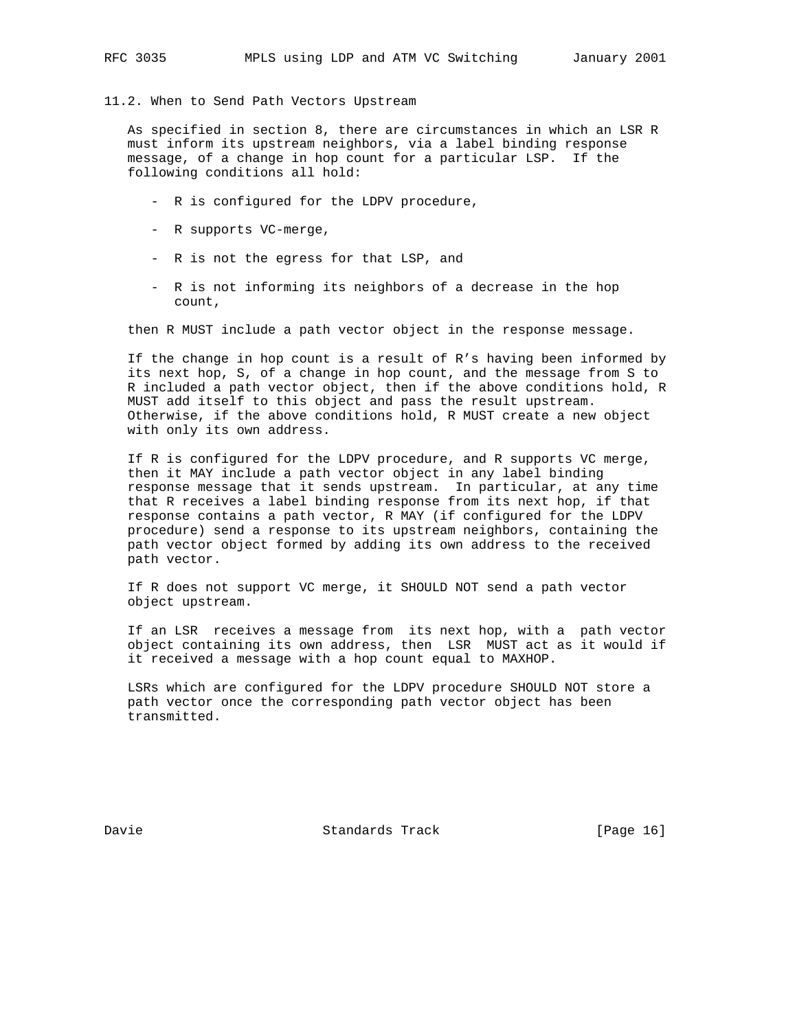## 11.2. When to Send Path Vectors Upstream

As specified in section 8, there are circumstances in which an LSR R must inform its upstream neighbors, via a label binding response message, of a change in hop count for a particular LSP. If the following conditions all hold:

- R is configured for the LDPV procedure,
- R supports VC-merge,
- R is not the egress for that LSP, and
- R is not informing its neighbors of a decrease in the hop count,

then R MUST include a path vector object in the response message.

If the change in hop count is a result of R's having been informed by its next hop, S, of a change in hop count, and the message from S to R included a path vector object, then if the above conditions hold, R MUST add itself to this object and pass the result upstream. Otherwise, if the above conditions hold, R MUST create a new object with only its own address.

If R is configured for the LDPV procedure, and R supports VC merge, then it MAY include a path vector object in any label binding response message that it sends upstream. In particular, at any time that R receives a label binding response from its next hop, if that response contains a path vector, R MAY (if configured for the LDPV procedure) send a response to its upstream neighbors, containing the path vector object formed by adding its own address to the received path vector.

If R does not support VC merge, it SHOULD NOT send a path vector object upstream.

If an LSR receives a message from its next hop, with a path vector object containing its own address, then LSR MUST act as it would if it received a message with a hop count equal to MAXHOP.

LSRs which are configured for the LDPV procedure SHOULD NOT store a path vector once the corresponding path vector object has been transmitted.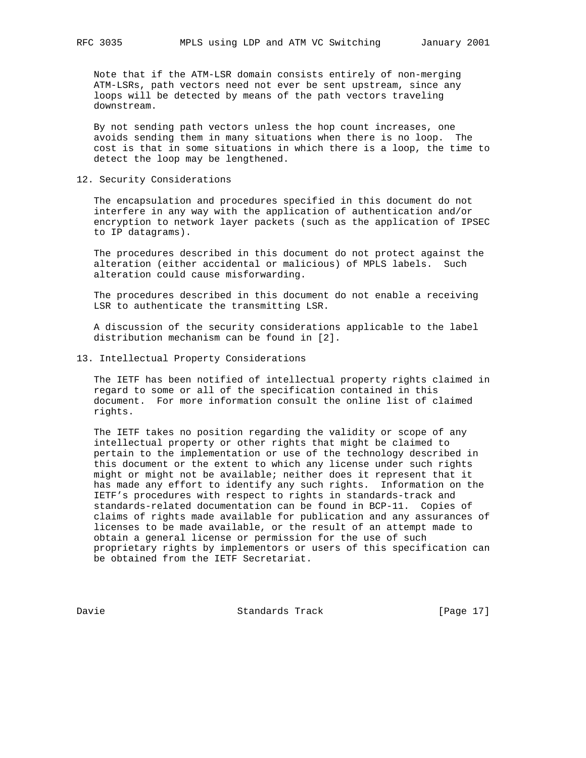Note that if the ATM-LSR domain consists entirely of non-merging ATM-LSRs, path vectors need not ever be sent upstream, since any loops will be detected by means of the path vectors traveling downstream.

By not sending path vectors unless the hop count increases, one avoids sending them in many situations when there is no loop. The cost is that in some situations in which there is a loop, the time to detect the loop may be lengthened.

## 12. Security Considerations

The encapsulation and procedures specified in this document do not interfere in any way with the application of authentication and/or encryption to network layer packets (such as the application of IPSEC to IP datagrams).

The procedures described in this document do not protect against the alteration (either accidental or malicious) of MPLS labels. Such alteration could cause misforwarding.

The procedures described in this document do not enable a receiving LSR to authenticate the transmitting LSR.

A discussion of the security considerations applicable to the label distribution mechanism can be found in [2].

## 13. Intellectual Property Considerations

The IETF has been notified of intellectual property rights claimed in regard to some or all of the specification contained in this document. For more information consult the online list of claimed rights.

The IETF takes no position regarding the validity or scope of any intellectual property or other rights that might be claimed to pertain to the implementation or use of the technology described in this document or the extent to which any license under such rights might or might not be available; neither does it represent that it has made any effort to identify any such rights. Information on the IETF's procedures with respect to rights in standards-track and standards-related documentation can be found in BCP-11. Copies of claims of rights made available for publication and any assurances of licenses to be made available, or the result of an attempt made to obtain a general license or permission for the use of such proprietary rights by implementors or users of this specification can be obtained from the IETF Secretariat.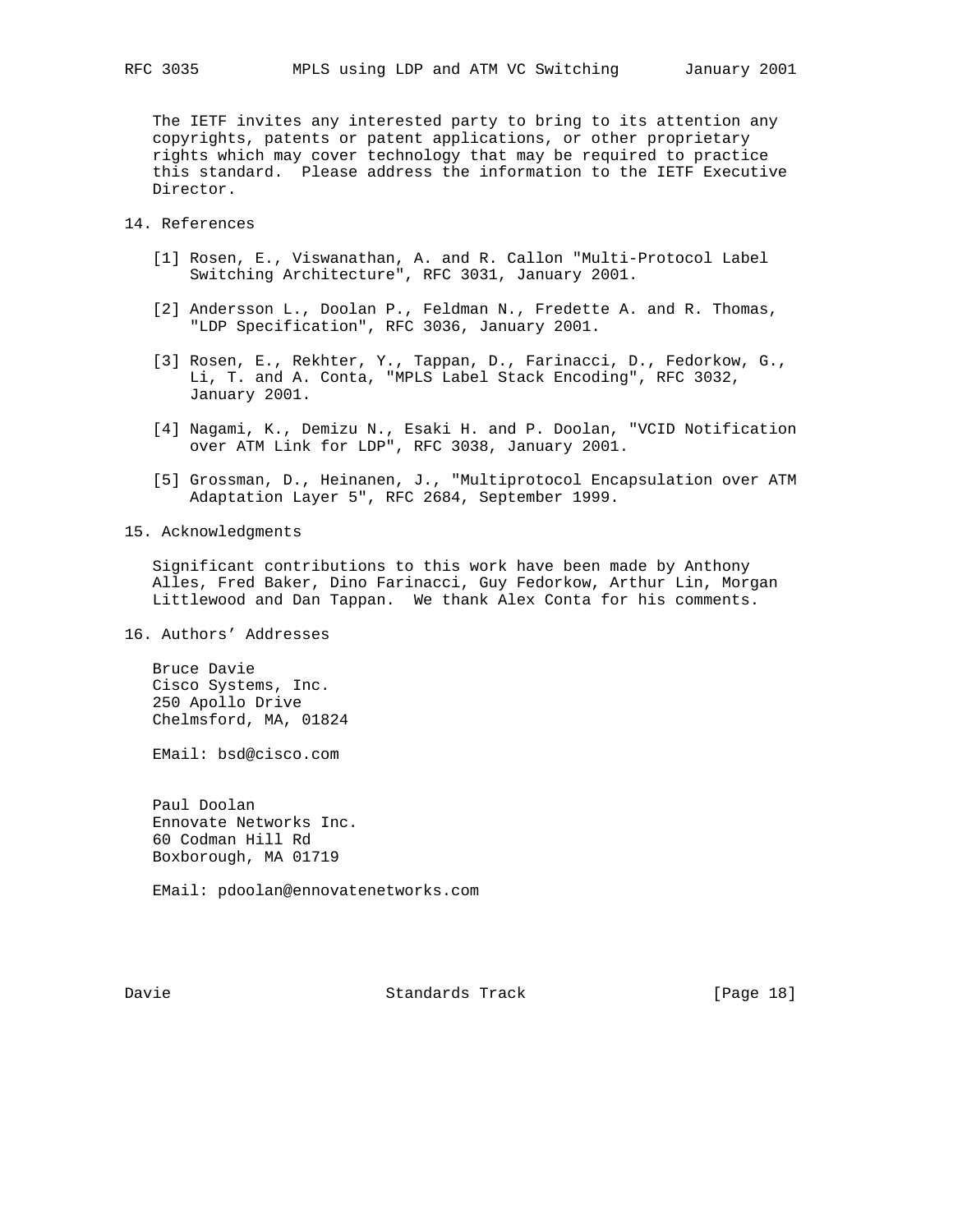The IETF invites any interested party to bring to its attention any copyrights, patents or patent applications, or other proprietary rights which may cover technology that may be required to practice this standard. Please address the information to the IETF Executive Director.

## 14. References

[1] Rosen, E., Viswanathan, A. and R. Callon "Multi-Protocol Label Switching Architecture", RFC 3031, January 2001.

[2] Andersson L., Doolan P., Feldman N., Fredette A. and R. Thomas, "LDP Specification", RFC 3036, January 2001.

[3] Rosen, E., Rekhter, Y., Tappan, D., Farinacci, D., Fedorkow, G., Li, T. and A. Conta, "MPLS Label Stack Encoding", RFC 3032, January 2001.

[4] Nagami, K., Demizu N., Esaki H. and P. Doolan, "VCID Notification over ATM Link for LDP", RFC 3038, January 2001.

[5] Grossman, D., Heinanen, J., "Multiprotocol Encapsulation over ATM Adaptation Layer 5", RFC 2684, September 1999.

## 15. Acknowledgments

Significant contributions to this work have been made by Anthony Alles, Fred Baker, Dino Farinacci, Guy Fedorkow, Arthur Lin, Morgan Littlewood and Dan Tappan. We thank Alex Conta for his comments.

## 16. Authors' Addresses

Bruce Davie
Cisco Systems, Inc.
250 Apollo Drive
Chelmsford, MA, 01824

EMail: bsd@cisco.com

Paul Doolan
Ennovate Networks Inc.
60 Codman Hill Rd
Boxborough, MA 01719

EMail: pdoolan@ennovatenetworks.com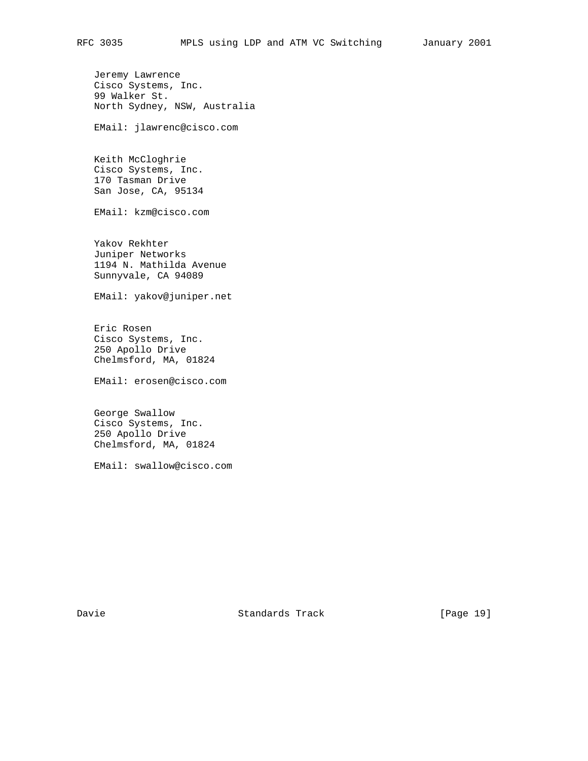Jeremy Lawrence
Cisco Systems, Inc.
99 Walker St.
North Sydney, NSW, Australia

EMail: jlawrenc@cisco.com

Keith McCloghrie
Cisco Systems, Inc.
170 Tasman Drive
San Jose, CA, 95134

EMail: kzm@cisco.com

Yakov Rekhter
Juniper Networks
1194 N. Mathilda Avenue
Sunnyvale, CA 94089

EMail: yakov@juniper.net

Eric Rosen
Cisco Systems, Inc.
250 Apollo Drive
Chelmsford, MA, 01824

EMail: erosen@cisco.com

George Swallow
Cisco Systems, Inc.
250 Apollo Drive
Chelmsford, MA, 01824

EMail: swallow@cisco.com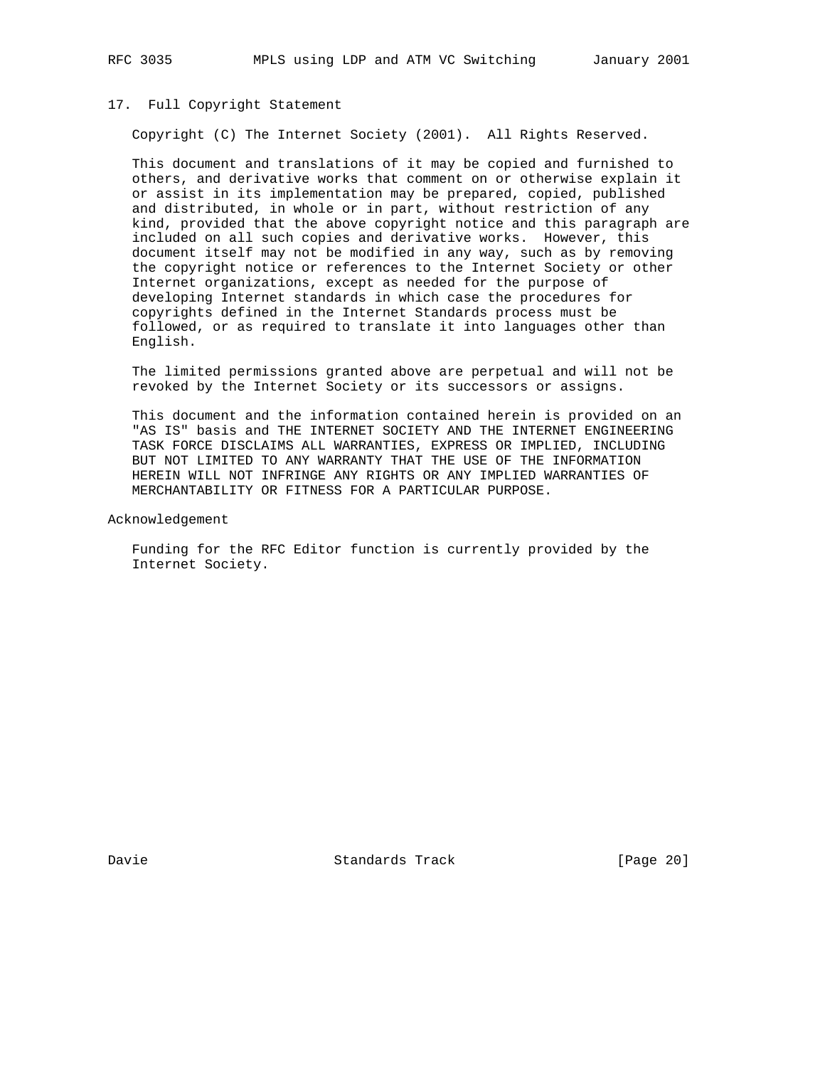## 17. Full Copyright Statement

Copyright (C) The Internet Society (2001). All Rights Reserved.

This document and translations of it may be copied and furnished to others, and derivative works that comment on or otherwise explain it or assist in its implementation may be prepared, copied, published and distributed, in whole or in part, without restriction of any kind, provided that the above copyright notice and this paragraph are included on all such copies and derivative works. However, this document itself may not be modified in any way, such as by removing the copyright notice or references to the Internet Society or other Internet organizations, except as needed for the purpose of developing Internet standards in which case the procedures for copyrights defined in the Internet Standards process must be followed, or as required to translate it into languages other than English.

The limited permissions granted above are perpetual and will not be revoked by the Internet Society or its successors or assigns.

This document and the information contained herein is provided on an "AS IS" basis and THE INTERNET SOCIETY AND THE INTERNET ENGINEERING TASK FORCE DISCLAIMS ALL WARRANTIES, EXPRESS OR IMPLIED, INCLUDING BUT NOT LIMITED TO ANY WARRANTY THAT THE USE OF THE INFORMATION HEREIN WILL NOT INFRINGE ANY RIGHTS OR ANY IMPLIED WARRANTIES OF MERCHANTABILITY OR FITNESS FOR A PARTICULAR PURPOSE.

## Acknowledgement

Funding for the RFC Editor function is currently provided by the Internet Society.